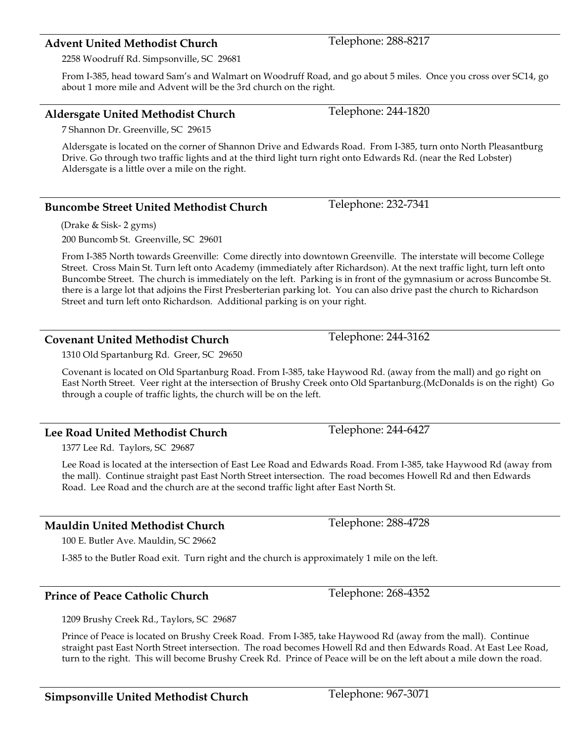## Advent United Methodist Church

Telephone: 288-8217

2258 Woodruff Rd. Simpsonville, SC 29681

From I-385, head toward Sam's and Walmart on Woodruff Road, and go about 5 miles. Once you cross over SC14, go about 1 more mile and Advent will be the 3rd church on the right.

## Aldersgate United Methodist Church

Telephone: 244-1820

7 Shannon Dr. Greenville, SC 29615

Aldersgate is located on the corner of Shannon Drive and Edwards Road. From I-385, turn onto North Pleasantburg Drive. Go through two traffic lights and at the third light turn right onto Edwards Rd. (near the Red Lobster) Aldersgate is a little over a mile on the right.

## Buncombe Street United Methodist Church

Telephone: 232-7341

(Drake & Sisk- 2 gyms)

200 Buncomb St. Greenville, SC 29601

From I-385 North towards Greenville: Come directly into downtown Greenville. The interstate will become College Street. Cross Main St. Turn left onto Academy (immediately after Richardson). At the next traffic light, turn left onto Buncombe Street. The church is immediately on the left. Parking is in front of the gymnasium or across Buncombe St. there is a large lot that adjoins the First Presberterian parking lot. You can also drive past the church to Richardson Street and turn left onto Richardson. Additional parking is on your right.

## Covenant United Methodist Church

Telephone: 244-3162

1310 Old Spartanburg Rd. Greer, SC 29650

Covenant is located on Old Spartanburg Road. From I-385, take Haywood Rd. (away from the mall) and go right on East North Street. Veer right at the intersection of Brushy Creek onto Old Spartanburg.(McDonalds is on the right) Go through a couple of traffic lights, the church will be on the left.

## Lee Road United Methodist Church

Telephone: 244-6427

1377 Lee Rd. Taylors, SC 29687

Lee Road is located at the intersection of East Lee Road and Edwards Road. From I-385, take Haywood Rd (away from the mall). Continue straight past East North Street intersection. The road becomes Howell Rd and then Edwards Road. Lee Road and the church are at the second traffic light after East North St.

## Mauldin United Methodist Church

Telephone: 288-4728

100 E. Butler Ave. Mauldin, SC 29662

I-385 to the Butler Road exit. Turn right and the church is approximately 1 mile on the left.

## Prince of Peace Catholic Church

Telephone: 268-4352

1209 Brushy Creek Rd., Taylors, SC 29687

Prince of Peace is located on Brushy Creek Road. From I-385, take Haywood Rd (away from the mall). Continue straight past East North Street intersection. The road becomes Howell Rd and then Edwards Road. At East Lee Road, turn to the right. This will become Brushy Creek Rd. Prince of Peace will be on the left about a mile down the road.

## Simpsonville United Methodist Church

Telephone: 967-3071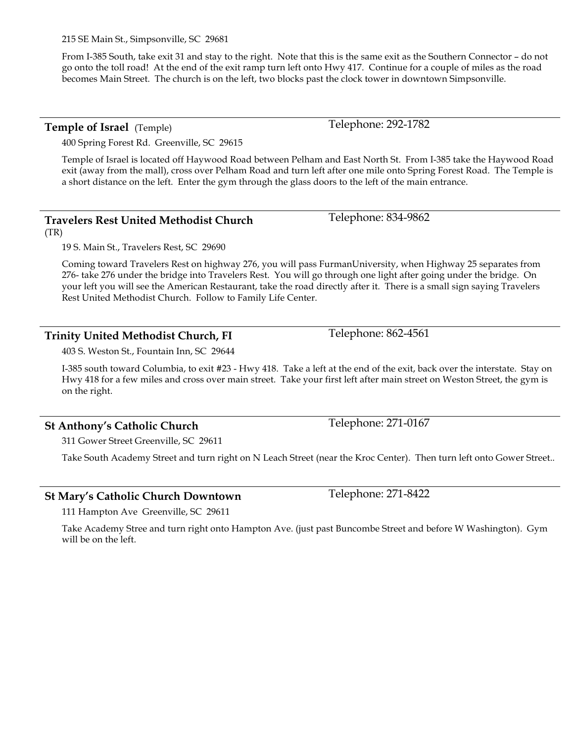215 SE Main St., Simpsonville, SC  29681

From I-385 South, take exit 31 and stay to the right.  Note that this is the same exit as the Southern Connector – do not go onto the toll road!  At the end of the exit ramp turn left onto Hwy 417.  Continue for a couple of miles as the road becomes Main Street.  The church is on the left, two blocks past the clock tower in downtown Simpsonville.

---

## **Temple of Israel** (Temple)

Telephone: 292-1782

400 Spring Forest Rd.  Greenville, SC  29615

Temple of Israel is located off Haywood Road between Pelham and East North St.  From I-385 take the Haywood Road exit (away from the mall), cross over Pelham Road and turn left after one mile onto Spring Forest Road.  The Temple is a short distance on the left.  Enter the gym through the glass doors to the left of the main entrance.

---

## **Travelers Rest United Methodist Church** (TR)

Telephone: 834-9862

19 S. Main St., Travelers Rest, SC  29690

Coming toward Travelers Rest on highway 276, you will pass FurmanUniversity, when Highway 25 separates from 276- take 276 under the bridge into Travelers Rest.  You will go through one light after going under the bridge.  On your left you will see the American Restaurant, take the road directly after it.  There is a small sign saying Travelers Rest United Methodist Church.  Follow to Family Life Center.

---

## **Trinity United Methodist Church, FI**

Telephone: 862-4561

403 S. Weston St., Fountain Inn, SC  29644

I-385 south toward Columbia, to exit #23 - Hwy 418.  Take a left at the end of the exit, back over the interstate.  Stay on Hwy 418 for a few miles and cross over main street.  Take your first left after main street on Weston Street, the gym is on the right.

---

## **St Anthony's Catholic Church**

Telephone: 271-0167

311 Gower Street Greenville, SC  29611

Take South Academy Street and turn right on N Leach Street (near the Kroc Center).  Then turn left onto Gower Street..

---

## **St Mary's Catholic Church Downtown**

Telephone: 271-8422

111 Hampton Ave  Greenville, SC  29611

Take Academy Stree and turn right onto Hampton Ave. (just past Buncombe Street and before W Washington).  Gym will be on the left.